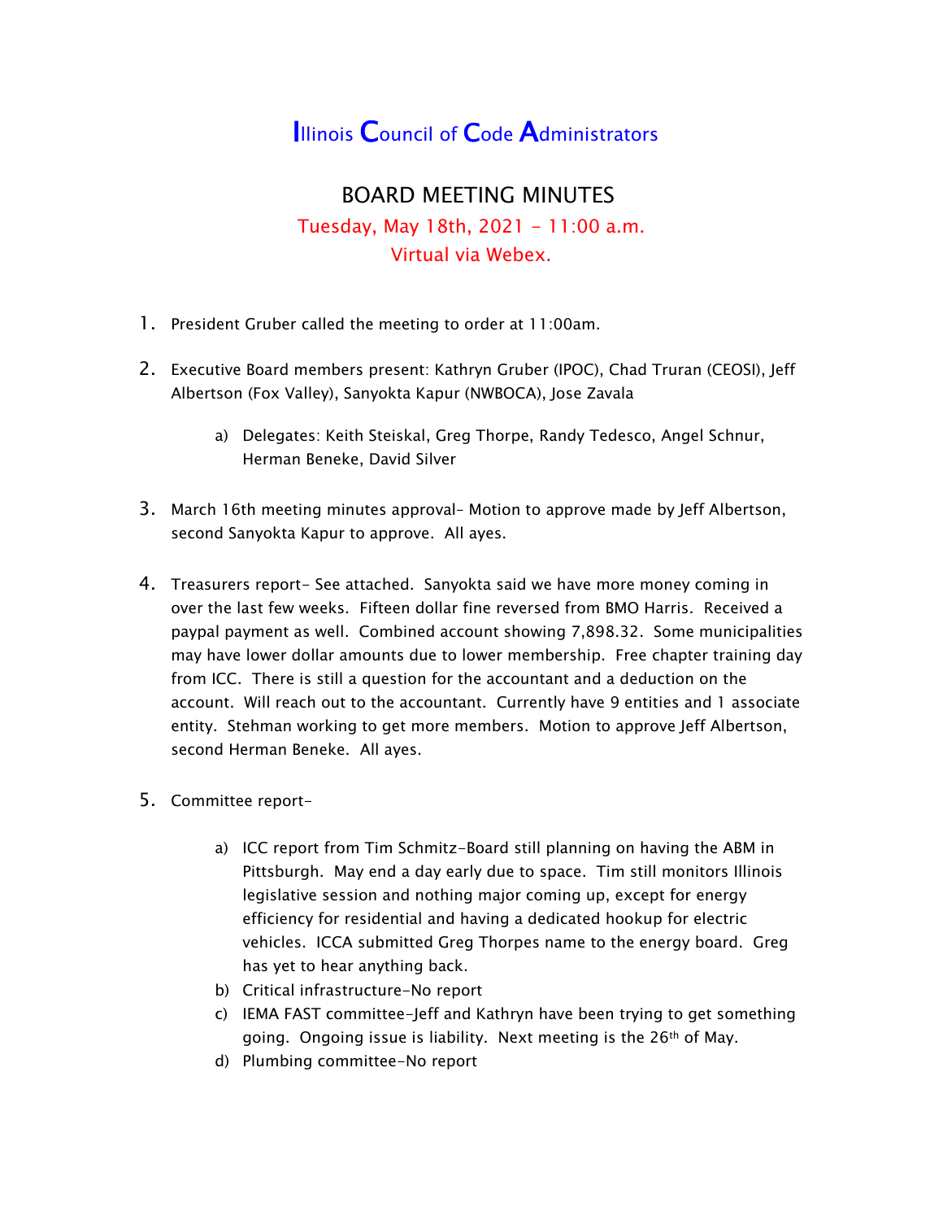# Illinois Council of Code Administrators

## BOARD MEETING MINUTES

Tuesday, May 18th, 2021 - 11:00 a.m.
Virtual via Webex.

1. President Gruber called the meeting to order at 11:00am.

2. Executive Board members present: Kathryn Gruber (IPOC), Chad Truran (CEOSI), Jeff Albertson (Fox Valley), Sanyokta Kapur (NWBOCA), Jose Zavala

   a) Delegates: Keith Steiskal, Greg Thorpe, Randy Tedesco, Angel Schnur, Herman Beneke, David Silver

3. March 16th meeting minutes approval- Motion to approve made by Jeff Albertson, second Sanyokta Kapur to approve. All ayes.

4. Treasurers report- See attached. Sanyokta said we have more money coming in over the last few weeks. Fifteen dollar fine reversed from BMO Harris. Received a paypal payment as well. Combined account showing 7,898.32. Some municipalities may have lower dollar amounts due to lower membership. Free chapter training day from ICC. There is still a question for the accountant and a deduction on the account. Will reach out to the accountant. Currently have 9 entities and 1 associate entity. Stehman working to get more members. Motion to approve Jeff Albertson, second Herman Beneke. All ayes.

5. Committee report-

   a) ICC report from Tim Schmitz-Board still planning on having the ABM in Pittsburgh. May end a day early due to space. Tim still monitors Illinois legislative session and nothing major coming up, except for energy efficiency for residential and having a dedicated hookup for electric vehicles. ICCA submitted Greg Thorpes name to the energy board. Greg has yet to hear anything back.
   b) Critical infrastructure-No report
   c) IEMA FAST committee-Jeff and Kathryn have been trying to get something going. Ongoing issue is liability. Next meeting is the 26th of May.
   d) Plumbing committee-No report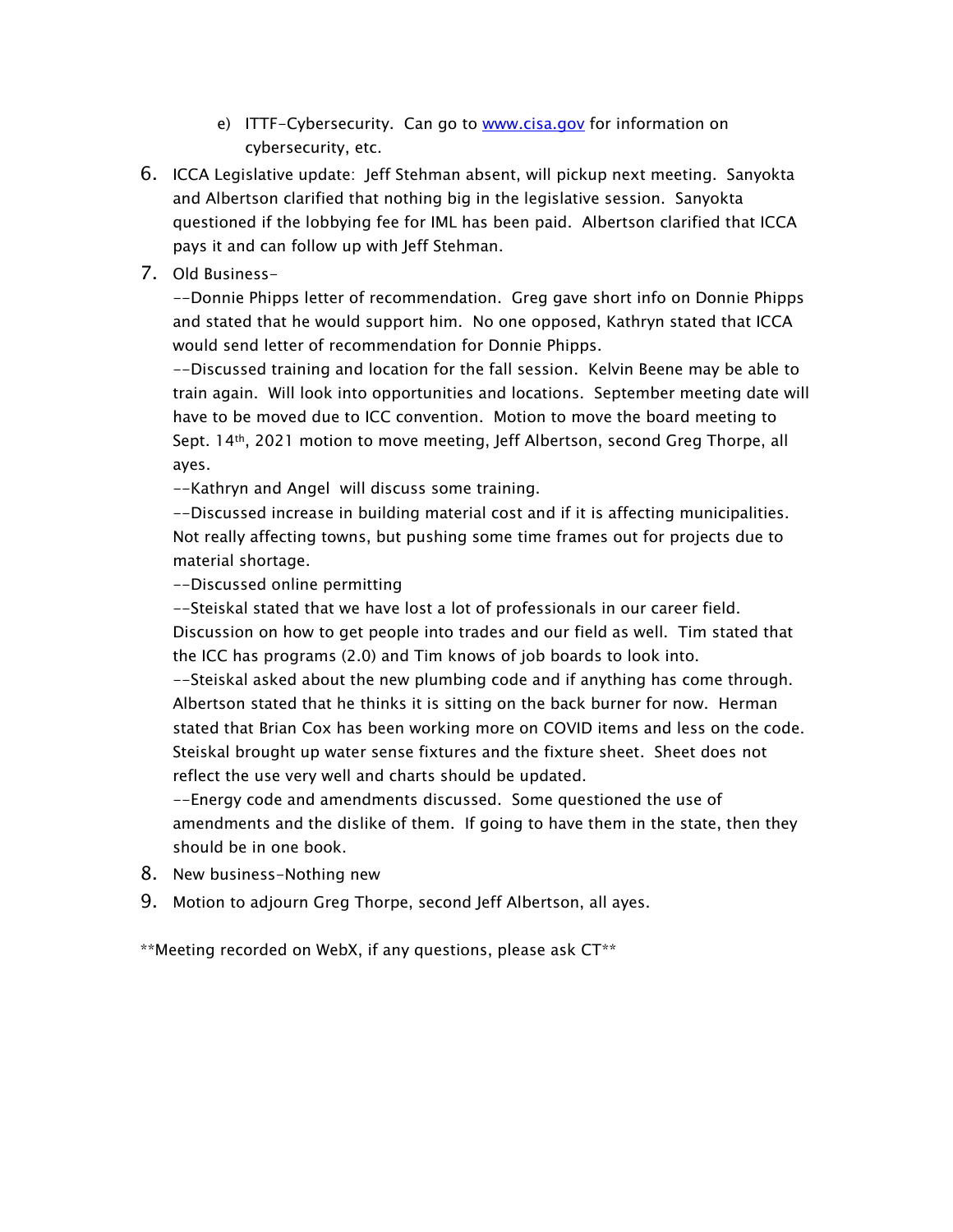e) ITTF-Cybersecurity. Can go to [www.cisa.gov](http://www.cisa.gov) for information on cybersecurity, etc.

6. ICCA Legislative update: Jeff Stehman absent, will pickup next meeting. Sanyokta and Albertson clarified that nothing big in the legislative session. Sanyokta questioned if the lobbying fee for IML has been paid. Albertson clarified that ICCA pays it and can follow up with Jeff Stehman.
7. Old Business-
   --Donnie Phipps letter of recommendation. Greg gave short info on Donnie Phipps and stated that he would support him. No one opposed, Kathryn stated that ICCA would send letter of recommendation for Donnie Phipps.
   --Discussed training and location for the fall session. Kelvin Beene may be able to train again. Will look into opportunities and locations. September meeting date will have to be moved due to ICC convention. Motion to move the board meeting to Sept. 14th, 2021 motion to move meeting, Jeff Albertson, second Greg Thorpe, all ayes.
   --Kathryn and Angel will discuss some training.
   --Discussed increase in building material cost and if it is affecting municipalities. Not really affecting towns, but pushing some time frames out for projects due to material shortage.
   --Discussed online permitting
   --Steiskal stated that we have lost a lot of professionals in our career field. Discussion on how to get people into trades and our field as well. Tim stated that the ICC has programs (2.0) and Tim knows of job boards to look into.
   --Steiskal asked about the new plumbing code and if anything has come through. Albertson stated that he thinks it is sitting on the back burner for now. Herman stated that Brian Cox has been working more on COVID items and less on the code. Steiskal brought up water sense fixtures and the fixture sheet. Sheet does not reflect the use very well and charts should be updated.
   --Energy code and amendments discussed. Some questioned the use of amendments and the dislike of them. If going to have them in the state, then they should be in one book.
8. New business-Nothing new
9. Motion to adjourn Greg Thorpe, second Jeff Albertson, all ayes.

**Meeting recorded on WebX, if any questions, please ask CT**